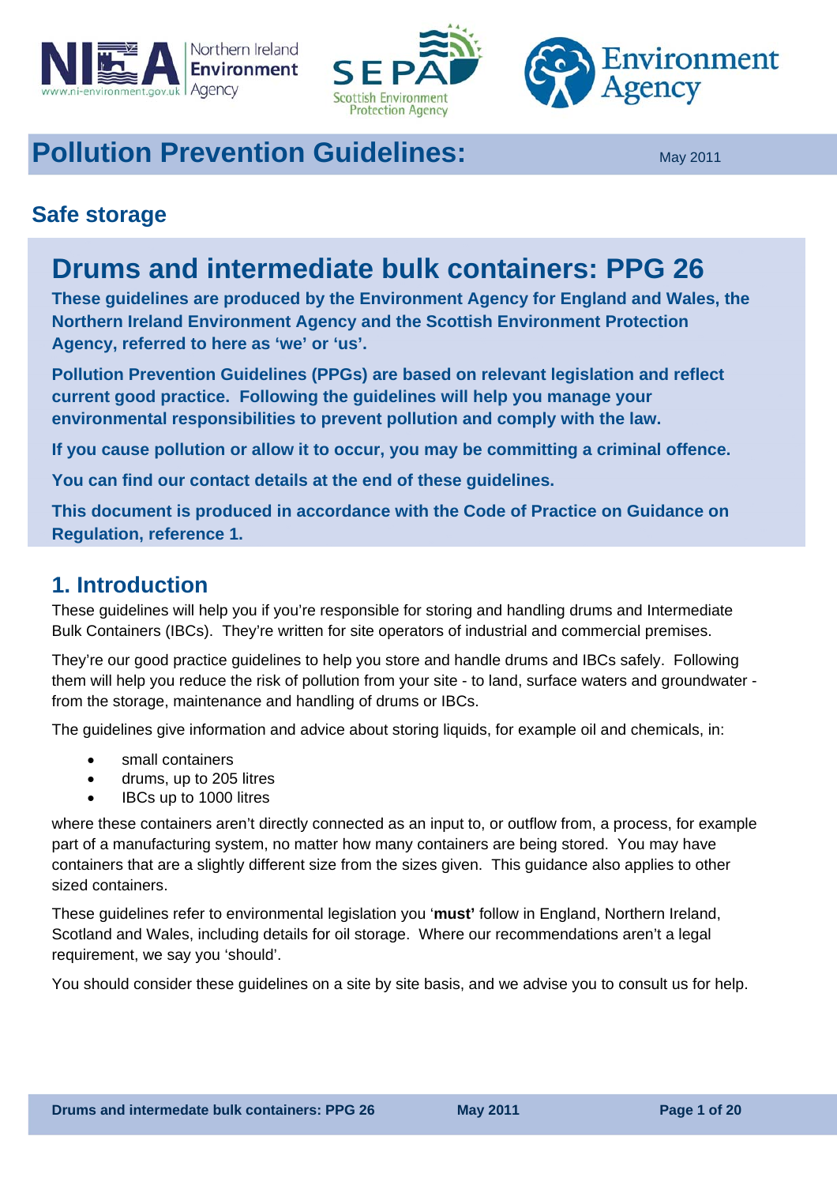# Pollution Prevention Guidelines:

May 2011

## Safe storage

# Drums and intermediate bulk containers: PPG 26

**These guidelines are produced by the Environment Agency for England and Wales, the Northern Ireland Environment Agency and the Scottish Environment Protection Agency, referred to here as 'we' or 'us'.**

**Pollution Prevention Guidelines (PPGs) are based on relevant legislation and reflect current good practice. Following the guidelines will help you manage your environmental responsibilities to prevent pollution and comply with the law.**

**If you cause pollution or allow it to occur, you may be committing a criminal offence.**

**You can find our contact details at the end of these guidelines.**

**This document is produced in accordance with the Code of Practice on Guidance on Regulation, reference 1.**

## 1. Introduction

These guidelines will help you if you're responsible for storing and handling drums and Intermediate Bulk Containers (IBCs). They're written for site operators of industrial and commercial premises.

They're our good practice guidelines to help you store and handle drums and IBCs safely. Following them will help you reduce the risk of pollution from your site - to land, surface waters and groundwater - from the storage, maintenance and handling of drums or IBCs.

The guidelines give information and advice about storing liquids, for example oil and chemicals, in:

- small containers
- drums, up to 205 litres
- IBCs up to 1000 litres

where these containers aren't directly connected as an input to, or outflow from, a process, for example part of a manufacturing system, no matter how many containers are being stored. You may have containers that are a slightly different size from the sizes given. This guidance also applies to other sized containers.

These guidelines refer to environmental legislation you '**must'** follow in England, Northern Ireland, Scotland and Wales, including details for oil storage. Where our recommendations aren't a legal requirement, we say you 'should'.

You should consider these guidelines on a site by site basis, and we advise you to consult us for help.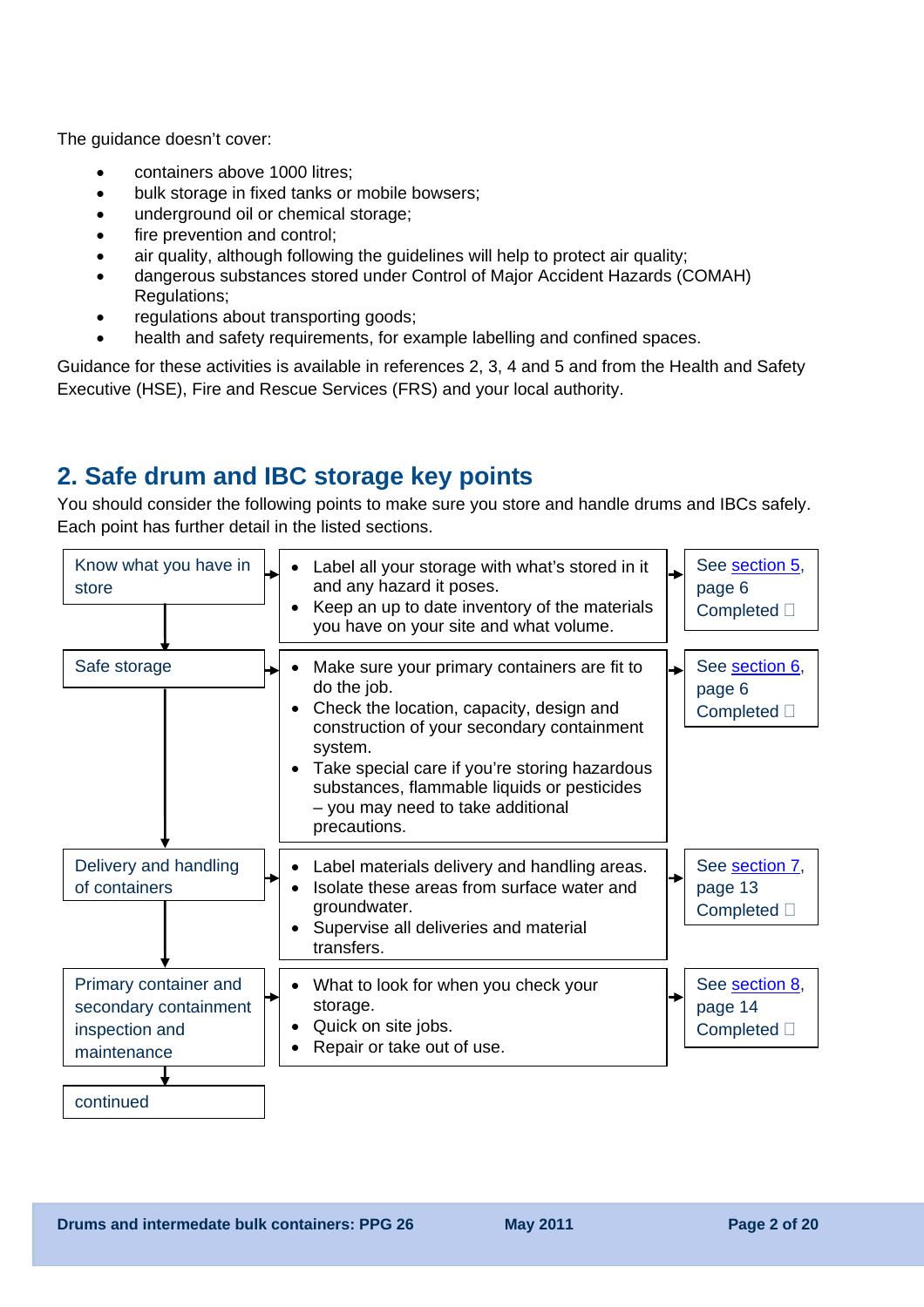The guidance doesn't cover:

- containers above 1000 litres;
- bulk storage in fixed tanks or mobile bowsers;
- underground oil or chemical storage;
- fire prevention and control;
- air quality, although following the guidelines will help to protect air quality;
- dangerous substances stored under Control of Major Accident Hazards (COMAH) Regulations;
- regulations about transporting goods;
- health and safety requirements, for example labelling and confined spaces.

Guidance for these activities is available in references 2, 3, 4 and 5 and from the Health and Safety Executive (HSE), Fire and Rescue Services (FRS) and your local authority.

## 2. Safe drum and IBC storage key points

You should consider the following points to make sure you store and handle drums and IBCs safely. Each point has further detail in the listed sections.

| Key point | Actions | Reference |
|---|---|---|
| Know what you have in store | • Label all your storage with what's stored in it and any hazard it poses.<br>• Keep an up to date inventory of the materials you have on your site and what volume. | See section 5, page 6<br>Completed ☐ |
| Safe storage | • Make sure your primary containers are fit to do the job.<br>• Check the location, capacity, design and construction of your secondary containment system.<br>• Take special care if you're storing hazardous substances, flammable liquids or pesticides – you may need to take additional precautions. | See section 6, page 6<br>Completed ☐ |
| Delivery and handling of containers | • Label materials delivery and handling areas.<br>• Isolate these areas from surface water and groundwater.<br>• Supervise all deliveries and material transfers. | See section 7, page 13<br>Completed ☐ |
| Primary container and secondary containment inspection and maintenance | • What to look for when you check your storage.<br>• Quick on site jobs.<br>• Repair or take out of use. | See section 8, page 14<br>Completed ☐ |
| continued | | |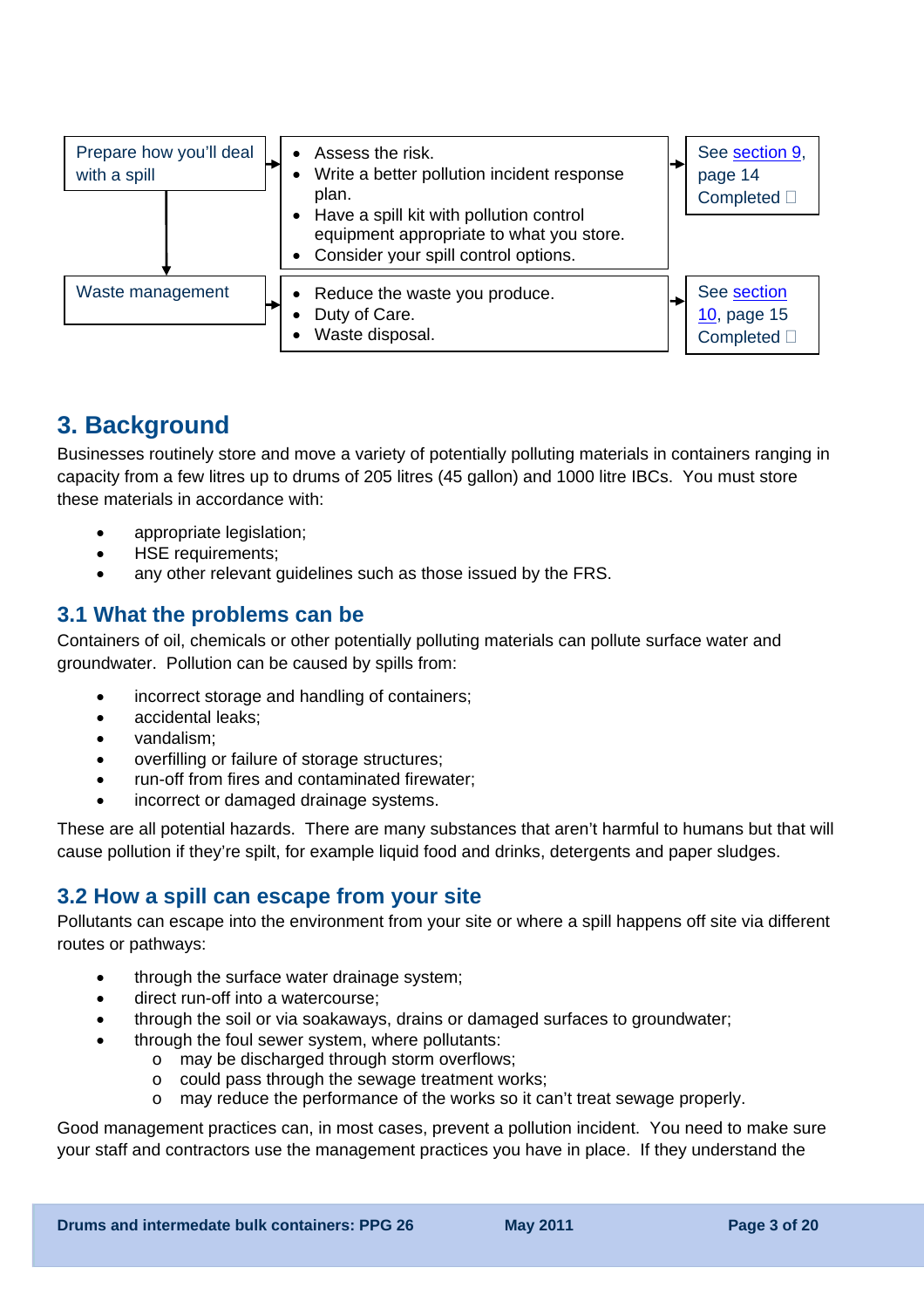| | | |
|---|---|---|
| Prepare how you'll deal with a spill | • Assess the risk.<br>• Write a better pollution incident response plan.<br>• Have a spill kit with pollution control equipment appropriate to what you store.<br>• Consider your spill control options. | See section 9, page 14<br>Completed ☐ |
| Waste management | • Reduce the waste you produce.<br>• Duty of Care.<br>• Waste disposal. | See section 10, page 15<br>Completed ☐ |

# 3. Background

Businesses routinely store and move a variety of potentially polluting materials in containers ranging in capacity from a few litres up to drums of 205 litres (45 gallon) and 1000 litre IBCs. You must store these materials in accordance with:

- appropriate legislation;
- HSE requirements;
- any other relevant guidelines such as those issued by the FRS.

## 3.1 What the problems can be

Containers of oil, chemicals or other potentially polluting materials can pollute surface water and groundwater. Pollution can be caused by spills from:

- incorrect storage and handling of containers;
- accidental leaks;
- vandalism;
- overfilling or failure of storage structures;
- run-off from fires and contaminated firewater;
- incorrect or damaged drainage systems.

These are all potential hazards. There are many substances that aren't harmful to humans but that will cause pollution if they're spilt, for example liquid food and drinks, detergents and paper sludges.

## 3.2 How a spill can escape from your site

Pollutants can escape into the environment from your site or where a spill happens off site via different routes or pathways:

- through the surface water drainage system;
- direct run-off into a watercourse;
- through the soil or via soakaways, drains or damaged surfaces to groundwater;
- through the foul sewer system, where pollutants:
  - may be discharged through storm overflows;
  - could pass through the sewage treatment works;
  - may reduce the performance of the works so it can't treat sewage properly.

Good management practices can, in most cases, prevent a pollution incident. You need to make sure your staff and contractors use the management practices you have in place. If they understand the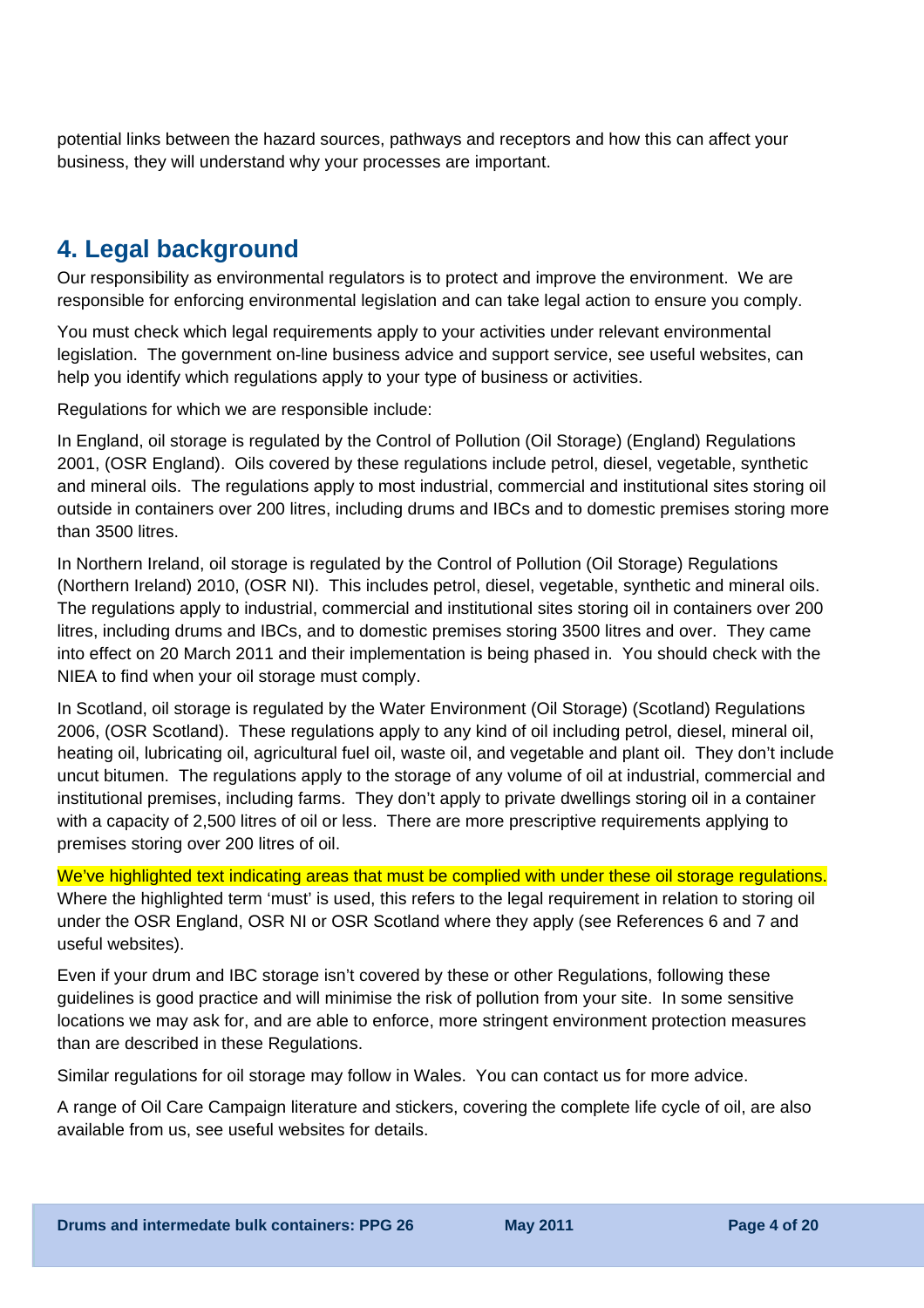potential links between the hazard sources, pathways and receptors and how this can affect your business, they will understand why your processes are important.

## 4. Legal background

Our responsibility as environmental regulators is to protect and improve the environment. We are responsible for enforcing environmental legislation and can take legal action to ensure you comply.

You must check which legal requirements apply to your activities under relevant environmental legislation. The government on-line business advice and support service, see useful websites, can help you identify which regulations apply to your type of business or activities.

Regulations for which we are responsible include:

In England, oil storage is regulated by the Control of Pollution (Oil Storage) (England) Regulations 2001, (OSR England). Oils covered by these regulations include petrol, diesel, vegetable, synthetic and mineral oils. The regulations apply to most industrial, commercial and institutional sites storing oil outside in containers over 200 litres, including drums and IBCs and to domestic premises storing more than 3500 litres.

In Northern Ireland, oil storage is regulated by the Control of Pollution (Oil Storage) Regulations (Northern Ireland) 2010, (OSR NI). This includes petrol, diesel, vegetable, synthetic and mineral oils. The regulations apply to industrial, commercial and institutional sites storing oil in containers over 200 litres, including drums and IBCs, and to domestic premises storing 3500 litres and over. They came into effect on 20 March 2011 and their implementation is being phased in. You should check with the NIEA to find when your oil storage must comply.

In Scotland, oil storage is regulated by the Water Environment (Oil Storage) (Scotland) Regulations 2006, (OSR Scotland). These regulations apply to any kind of oil including petrol, diesel, mineral oil, heating oil, lubricating oil, agricultural fuel oil, waste oil, and vegetable and plant oil. They don't include uncut bitumen. The regulations apply to the storage of any volume of oil at industrial, commercial and institutional premises, including farms. They don't apply to private dwellings storing oil in a container with a capacity of 2,500 litres of oil or less. There are more prescriptive requirements applying to premises storing over 200 litres of oil.

We've highlighted text indicating areas that must be complied with under these oil storage regulations. Where the highlighted term 'must' is used, this refers to the legal requirement in relation to storing oil under the OSR England, OSR NI or OSR Scotland where they apply (see References 6 and 7 and useful websites).

Even if your drum and IBC storage isn't covered by these or other Regulations, following these guidelines is good practice and will minimise the risk of pollution from your site. In some sensitive locations we may ask for, and are able to enforce, more stringent environment protection measures than are described in these Regulations.

Similar regulations for oil storage may follow in Wales. You can contact us for more advice.

A range of Oil Care Campaign literature and stickers, covering the complete life cycle of oil, are also available from us, see useful websites for details.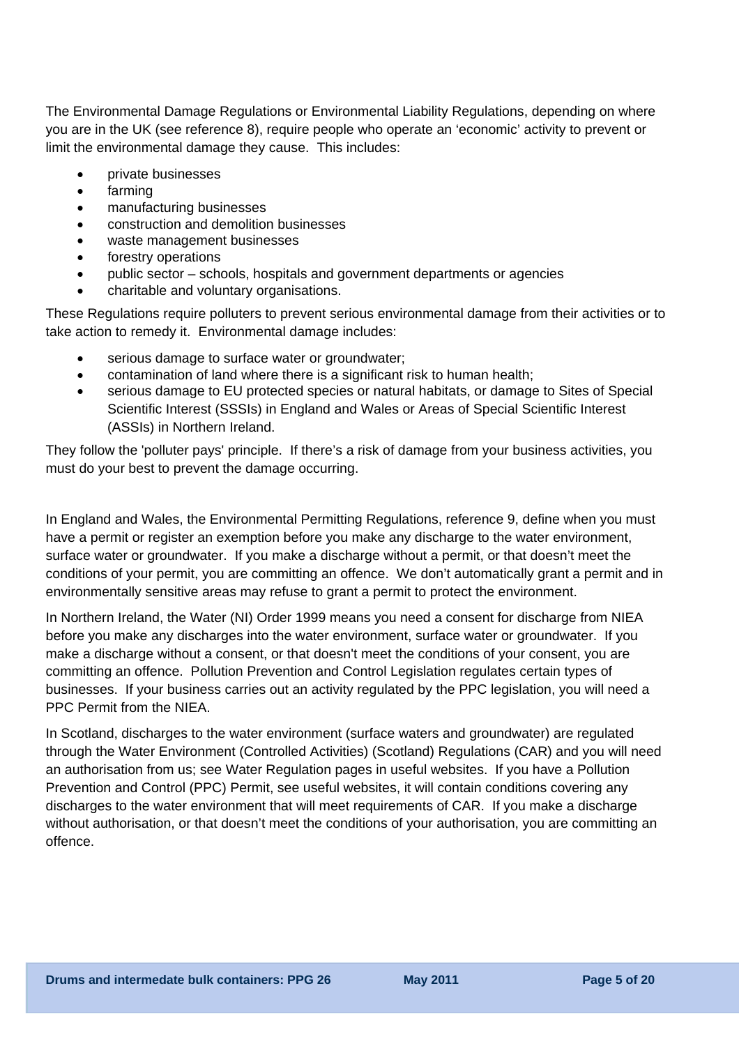The Environmental Damage Regulations or Environmental Liability Regulations, depending on where you are in the UK (see reference 8), require people who operate an 'economic' activity to prevent or limit the environmental damage they cause. This includes:

- private businesses
- farming
- manufacturing businesses
- construction and demolition businesses
- waste management businesses
- forestry operations
- public sector – schools, hospitals and government departments or agencies
- charitable and voluntary organisations.

These Regulations require polluters to prevent serious environmental damage from their activities or to take action to remedy it. Environmental damage includes:

- serious damage to surface water or groundwater;
- contamination of land where there is a significant risk to human health;
- serious damage to EU protected species or natural habitats, or damage to Sites of Special Scientific Interest (SSSIs) in England and Wales or Areas of Special Scientific Interest (ASSIs) in Northern Ireland.

They follow the 'polluter pays' principle. If there's a risk of damage from your business activities, you must do your best to prevent the damage occurring.

In England and Wales, the Environmental Permitting Regulations, reference 9, define when you must have a permit or register an exemption before you make any discharge to the water environment, surface water or groundwater. If you make a discharge without a permit, or that doesn't meet the conditions of your permit, you are committing an offence. We don't automatically grant a permit and in environmentally sensitive areas may refuse to grant a permit to protect the environment.

In Northern Ireland, the Water (NI) Order 1999 means you need a consent for discharge from NIEA before you make any discharges into the water environment, surface water or groundwater. If you make a discharge without a consent, or that doesn't meet the conditions of your consent, you are committing an offence. Pollution Prevention and Control Legislation regulates certain types of businesses. If your business carries out an activity regulated by the PPC legislation, you will need a PPC Permit from the NIEA.

In Scotland, discharges to the water environment (surface waters and groundwater) are regulated through the Water Environment (Controlled Activities) (Scotland) Regulations (CAR) and you will need an authorisation from us; see Water Regulation pages in useful websites. If you have a Pollution Prevention and Control (PPC) Permit, see useful websites, it will contain conditions covering any discharges to the water environment that will meet requirements of CAR. If you make a discharge without authorisation, or that doesn't meet the conditions of your authorisation, you are committing an offence.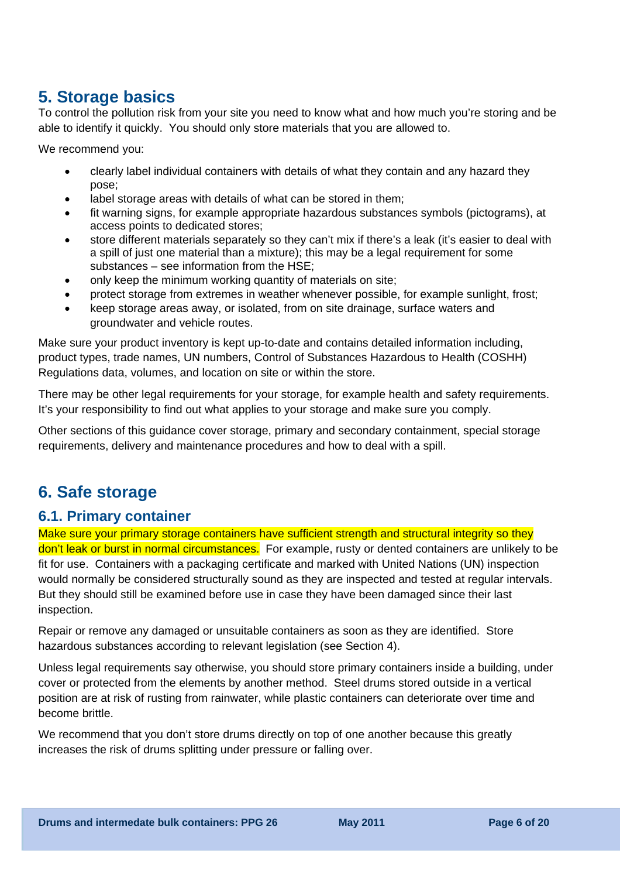## 5. Storage basics

To control the pollution risk from your site you need to know what and how much you're storing and be able to identify it quickly. You should only store materials that you are allowed to.

We recommend you:

- clearly label individual containers with details of what they contain and any hazard they pose;
- label storage areas with details of what can be stored in them;
- fit warning signs, for example appropriate hazardous substances symbols (pictograms), at access points to dedicated stores;
- store different materials separately so they can't mix if there's a leak (it's easier to deal with a spill of just one material than a mixture); this may be a legal requirement for some substances – see information from the HSE;
- only keep the minimum working quantity of materials on site;
- protect storage from extremes in weather whenever possible, for example sunlight, frost;
- keep storage areas away, or isolated, from on site drainage, surface waters and groundwater and vehicle routes.

Make sure your product inventory is kept up-to-date and contains detailed information including, product types, trade names, UN numbers, Control of Substances Hazardous to Health (COSHH) Regulations data, volumes, and location on site or within the store.

There may be other legal requirements for your storage, for example health and safety requirements. It's your responsibility to find out what applies to your storage and make sure you comply.

Other sections of this guidance cover storage, primary and secondary containment, special storage requirements, delivery and maintenance procedures and how to deal with a spill.

## 6. Safe storage

### 6.1. Primary container

Make sure your primary storage containers have sufficient strength and structural integrity so they don't leak or burst in normal circumstances. For example, rusty or dented containers are unlikely to be fit for use. Containers with a packaging certificate and marked with United Nations (UN) inspection would normally be considered structurally sound as they are inspected and tested at regular intervals. But they should still be examined before use in case they have been damaged since their last inspection.

Repair or remove any damaged or unsuitable containers as soon as they are identified. Store hazardous substances according to relevant legislation (see Section 4).

Unless legal requirements say otherwise, you should store primary containers inside a building, under cover or protected from the elements by another method. Steel drums stored outside in a vertical position are at risk of rusting from rainwater, while plastic containers can deteriorate over time and become brittle.

We recommend that you don't store drums directly on top of one another because this greatly increases the risk of drums splitting under pressure or falling over.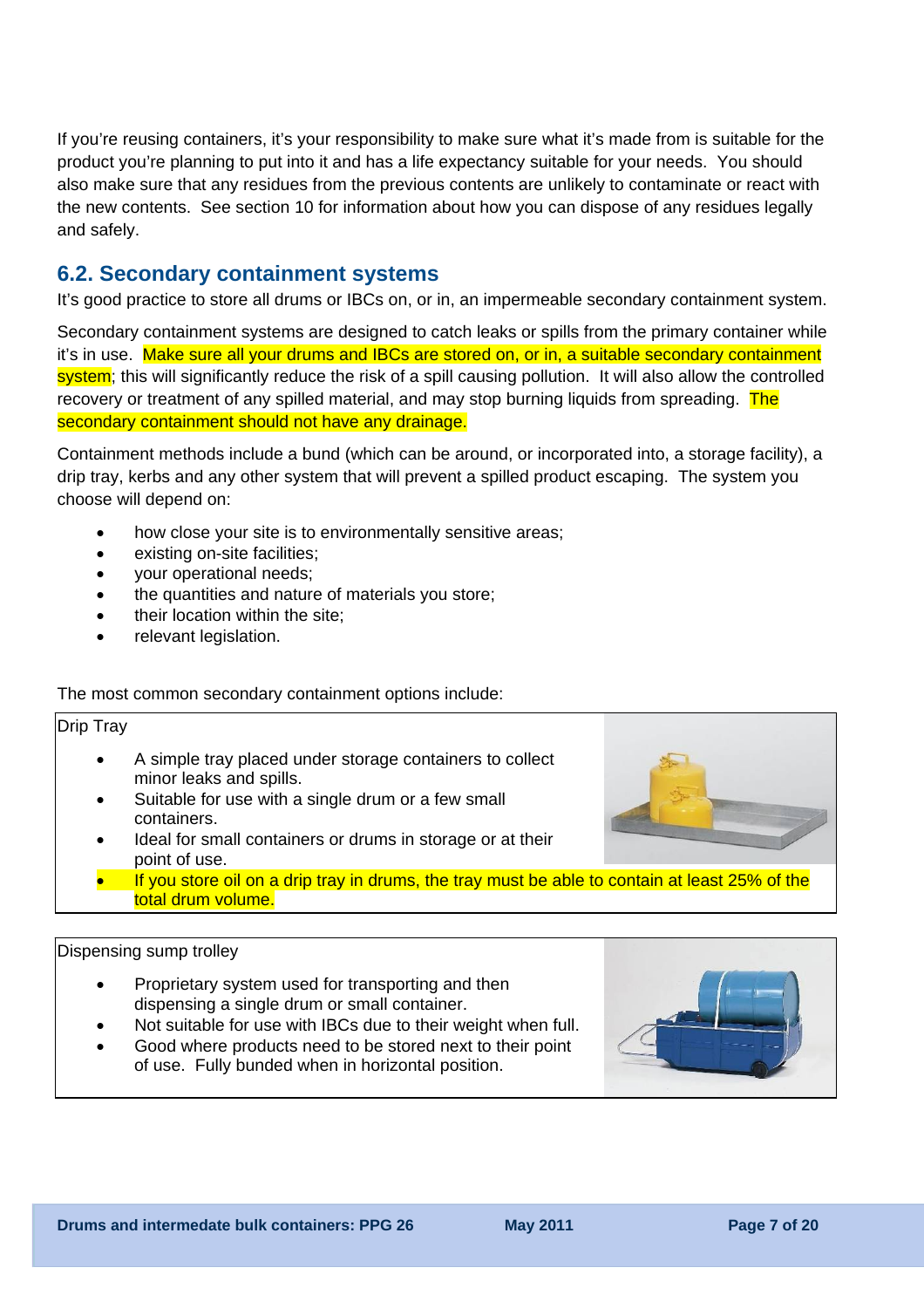If you're reusing containers, it's your responsibility to make sure what it's made from is suitable for the product you're planning to put into it and has a life expectancy suitable for your needs. You should also make sure that any residues from the previous contents are unlikely to contaminate or react with the new contents. See section 10 for information about how you can dispose of any residues legally and safely.

## 6.2. Secondary containment systems

It's good practice to store all drums or IBCs on, or in, an impermeable secondary containment system.

Secondary containment systems are designed to catch leaks or spills from the primary container while it's in use. Make sure all your drums and IBCs are stored on, or in, a suitable secondary containment system; this will significantly reduce the risk of a spill causing pollution. It will also allow the controlled recovery or treatment of any spilled material, and may stop burning liquids from spreading. The secondary containment should not have any drainage.

Containment methods include a bund (which can be around, or incorporated into, a storage facility), a drip tray, kerbs and any other system that will prevent a spilled product escaping. The system you choose will depend on:

- how close your site is to environmentally sensitive areas;
- existing on-site facilities;
- your operational needs;
- the quantities and nature of materials you store;
- their location within the site;
- relevant legislation.

The most common secondary containment options include:

**Drip Tray**

- A simple tray placed under storage containers to collect minor leaks and spills.
- Suitable for use with a single drum or a few small containers.
- Ideal for small containers or drums in storage or at their point of use.
- If you store oil on a drip tray in drums, the tray must be able to contain at least 25% of the total drum volume.

**Dispensing sump trolley**

- Proprietary system used for transporting and then dispensing a single drum or small container.
- Not suitable for use with IBCs due to their weight when full.
- Good where products need to be stored next to their point of use. Fully bunded when in horizontal position.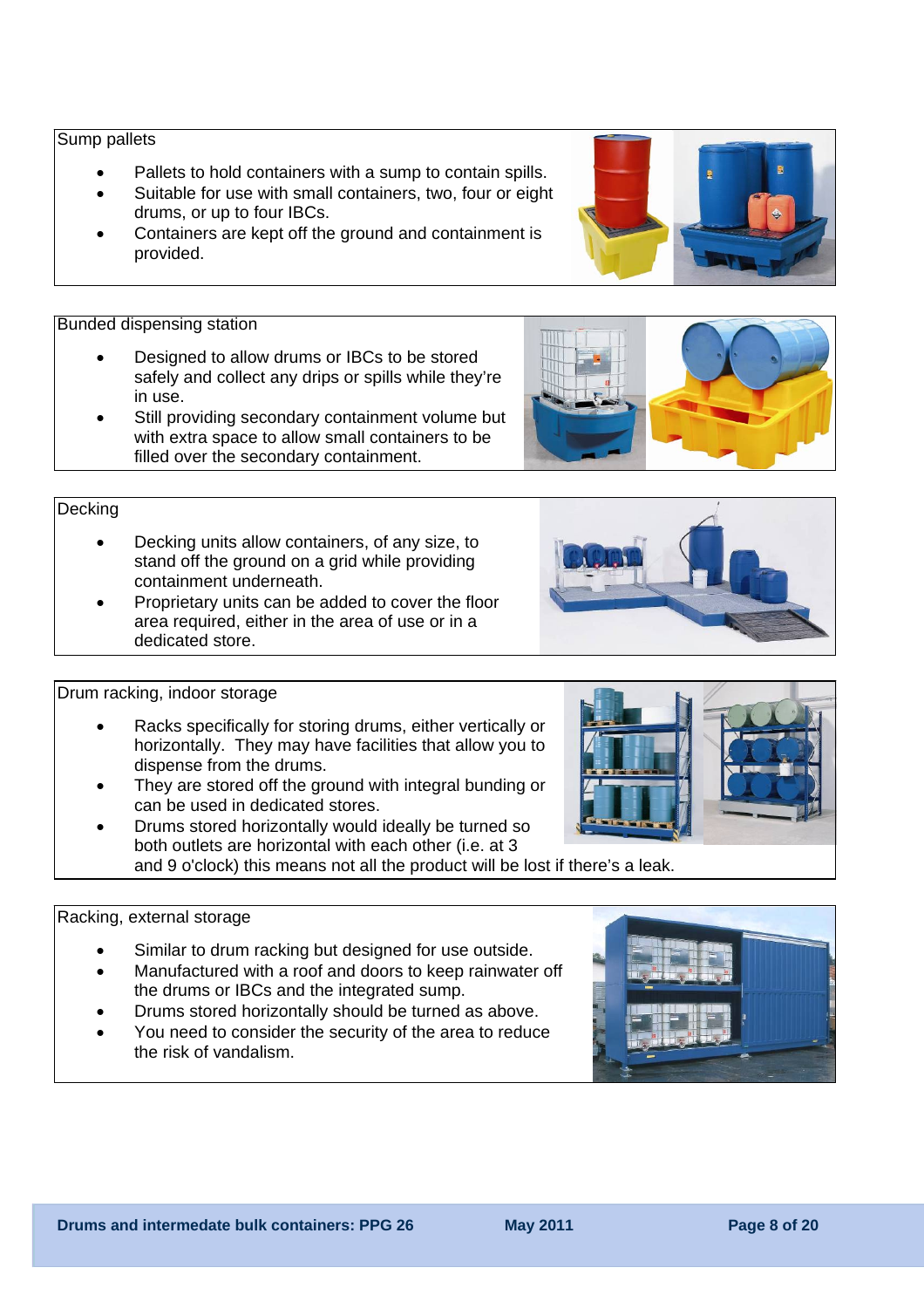### Sump pallets

- Pallets to hold containers with a sump to contain spills.
- Suitable for use with small containers, two, four or eight drums, or up to four IBCs.
- Containers are kept off the ground and containment is provided.

### Bunded dispensing station

- Designed to allow drums or IBCs to be stored safely and collect any drips or spills while they're in use.
- Still providing secondary containment volume but with extra space to allow small containers to be filled over the secondary containment.

### Decking

- Decking units allow containers, of any size, to stand off the ground on a grid while providing containment underneath.
- Proprietary units can be added to cover the floor area required, either in the area of use or in a dedicated store.

### Drum racking, indoor storage

- Racks specifically for storing drums, either vertically or horizontally. They may have facilities that allow you to dispense from the drums.
- They are stored off the ground with integral bunding or can be used in dedicated stores.
- Drums stored horizontally would ideally be turned so both outlets are horizontal with each other (i.e. at 3 and 9 o'clock) this means not all the product will be lost if there's a leak.

### Racking, external storage

- Similar to drum racking but designed for use outside.
- Manufactured with a roof and doors to keep rainwater off the drums or IBCs and the integrated sump.
- Drums stored horizontally should be turned as above.
- You need to consider the security of the area to reduce the risk of vandalism.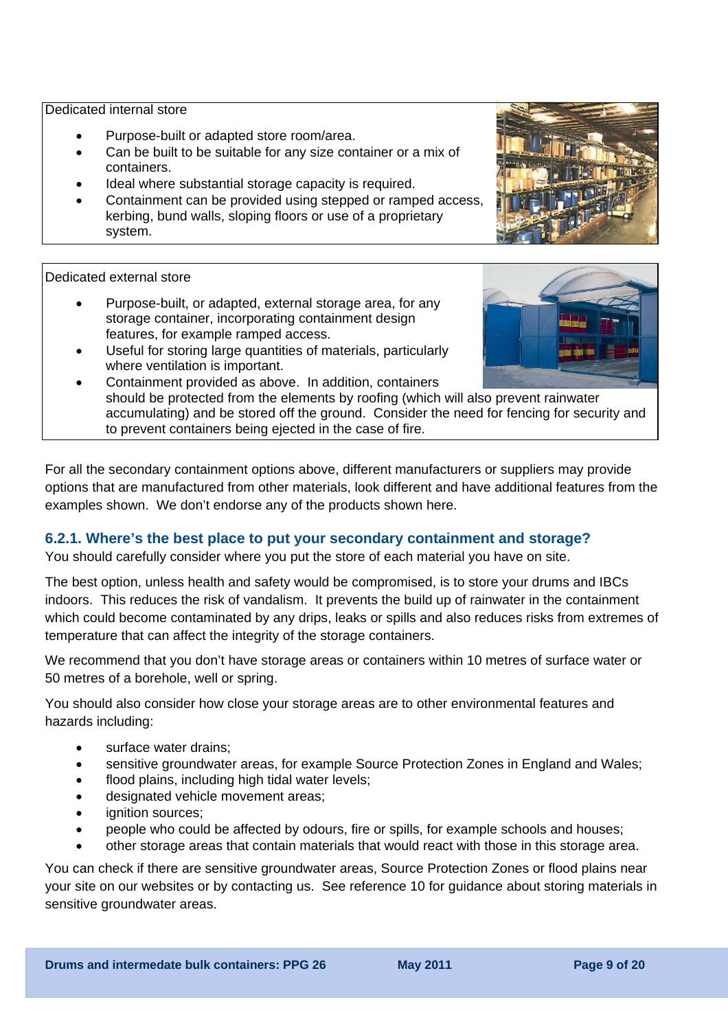| Dedicated internal store |
|---|
| • Purpose-built or adapted store room/area.<br>• Can be built to be suitable for any size container or a mix of containers.<br>• Ideal where substantial storage capacity is required.<br>• Containment can be provided using stepped or ramped access, kerbing, bund walls, sloping floors or use of a proprietary system. |

| Dedicated external store |
|---|
| • Purpose-built, or adapted, external storage area, for any storage container, incorporating containment design features, for example ramped access.<br>• Useful for storing large quantities of materials, particularly where ventilation is important.<br>• Containment provided as above. In addition, containers should be protected from the elements by roofing (which will also prevent rainwater accumulating) and be stored off the ground. Consider the need for fencing for security and to prevent containers being ejected in the case of fire. |

For all the secondary containment options above, different manufacturers or suppliers may provide options that are manufactured from other materials, look different and have additional features from the examples shown. We don't endorse any of the products shown here.

### 6.2.1. Where's the best place to put your secondary containment and storage?

You should carefully consider where you put the store of each material you have on site.

The best option, unless health and safety would be compromised, is to store your drums and IBCs indoors. This reduces the risk of vandalism. It prevents the build up of rainwater in the containment which could become contaminated by any drips, leaks or spills and also reduces risks from extremes of temperature that can affect the integrity of the storage containers.

We recommend that you don't have storage areas or containers within 10 metres of surface water or 50 metres of a borehole, well or spring.

You should also consider how close your storage areas are to other environmental features and hazards including:

- surface water drains;
- sensitive groundwater areas, for example Source Protection Zones in England and Wales;
- flood plains, including high tidal water levels;
- designated vehicle movement areas;
- ignition sources;
- people who could be affected by odours, fire or spills, for example schools and houses;
- other storage areas that contain materials that would react with those in this storage area.

You can check if there are sensitive groundwater areas, Source Protection Zones or flood plains near your site on our websites or by contacting us. See reference 10 for guidance about storing materials in sensitive groundwater areas.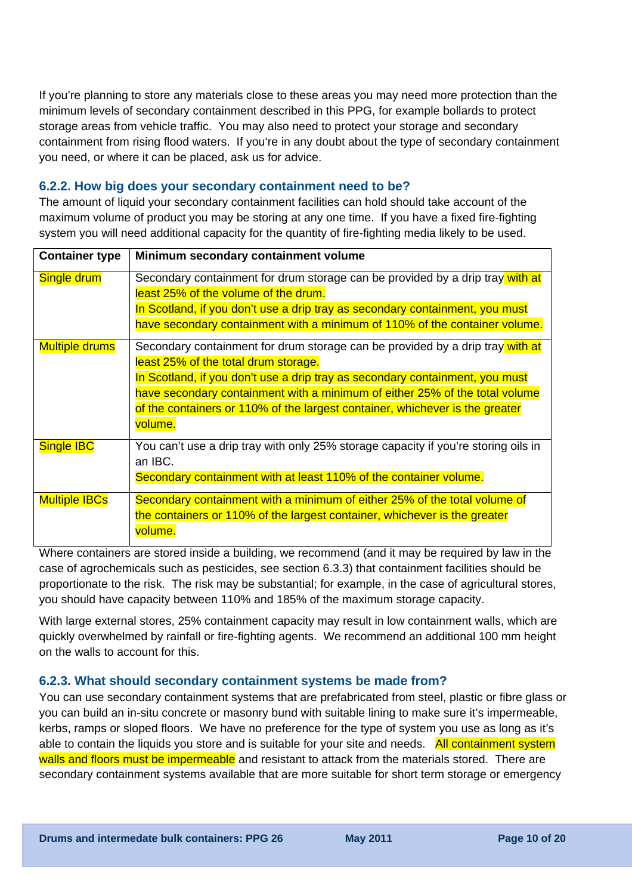If you're planning to store any materials close to these areas you may need more protection than the minimum levels of secondary containment described in this PPG, for example bollards to protect storage areas from vehicle traffic. You may also need to protect your storage and secondary containment from rising flood waters. If you're in any doubt about the type of secondary containment you need, or where it can be placed, ask us for advice.

### 6.2.2. How big does your secondary containment need to be?

The amount of liquid your secondary containment facilities can hold should take account of the maximum volume of product you may be storing at any one time. If you have a fixed fire-fighting system you will need additional capacity for the quantity of fire-fighting media likely to be used.

| Container type | Minimum secondary containment volume |
|---|---|
| Single drum | Secondary containment for drum storage can be provided by a drip tray with at least 25% of the volume of the drum.<br>In Scotland, if you don't use a drip tray as secondary containment, you must have secondary containment with a minimum of 110% of the container volume. |
| Multiple drums | Secondary containment for drum storage can be provided by a drip tray with at least 25% of the total drum storage.<br>In Scotland, if you don't use a drip tray as secondary containment, you must have secondary containment with a minimum of either 25% of the total volume of the containers or 110% of the largest container, whichever is the greater volume. |
| Single IBC | You can't use a drip tray with only 25% storage capacity if you're storing oils in an IBC.<br>Secondary containment with at least 110% of the container volume. |
| Multiple IBCs | Secondary containment with a minimum of either 25% of the total volume of the containers or 110% of the largest container, whichever is the greater volume. |

Where containers are stored inside a building, we recommend (and it may be required by law in the case of agrochemicals such as pesticides, see section 6.3.3) that containment facilities should be proportionate to the risk. The risk may be substantial; for example, in the case of agricultural stores, you should have capacity between 110% and 185% of the maximum storage capacity.

With large external stores, 25% containment capacity may result in low containment walls, which are quickly overwhelmed by rainfall or fire-fighting agents. We recommend an additional 100 mm height on the walls to account for this.

### 6.2.3. What should secondary containment systems be made from?

You can use secondary containment systems that are prefabricated from steel, plastic or fibre glass or you can build an in-situ concrete or masonry bund with suitable lining to make sure it's impermeable, kerbs, ramps or sloped floors. We have no preference for the type of system you use as long as it's able to contain the liquids you store and is suitable for your site and needs. All containment system walls and floors must be impermeable and resistant to attack from the materials stored. There are secondary containment systems available that are more suitable for short term storage or emergency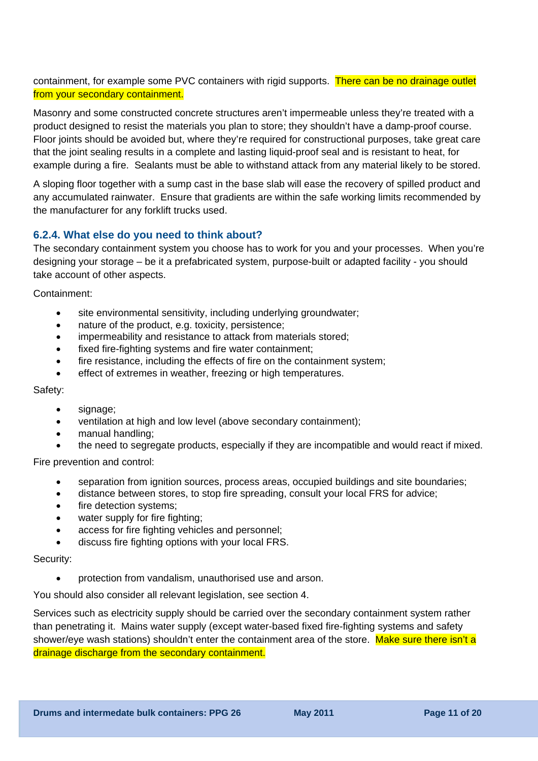containment, for example some PVC containers with rigid supports. There can be no drainage outlet from your secondary containment.

Masonry and some constructed concrete structures aren't impermeable unless they're treated with a product designed to resist the materials you plan to store; they shouldn't have a damp-proof course. Floor joints should be avoided but, where they're required for constructional purposes, take great care that the joint sealing results in a complete and lasting liquid-proof seal and is resistant to heat, for example during a fire. Sealants must be able to withstand attack from any material likely to be stored.

A sloping floor together with a sump cast in the base slab will ease the recovery of spilled product and any accumulated rainwater. Ensure that gradients are within the safe working limits recommended by the manufacturer for any forklift trucks used.

### 6.2.4. What else do you need to think about?

The secondary containment system you choose has to work for you and your processes. When you're designing your storage – be it a prefabricated system, purpose-built or adapted facility - you should take account of other aspects.

Containment:

- site environmental sensitivity, including underlying groundwater;
- nature of the product, e.g. toxicity, persistence;
- impermeability and resistance to attack from materials stored;
- fixed fire-fighting systems and fire water containment;
- fire resistance, including the effects of fire on the containment system;
- effect of extremes in weather, freezing or high temperatures.

Safety:

- signage;
- ventilation at high and low level (above secondary containment);
- manual handling;
- the need to segregate products, especially if they are incompatible and would react if mixed.

Fire prevention and control:

- separation from ignition sources, process areas, occupied buildings and site boundaries;
- distance between stores, to stop fire spreading, consult your local FRS for advice;
- fire detection systems;
- water supply for fire fighting;
- access for fire fighting vehicles and personnel;
- discuss fire fighting options with your local FRS.

Security:

- protection from vandalism, unauthorised use and arson.

You should also consider all relevant legislation, see section 4.

Services such as electricity supply should be carried over the secondary containment system rather than penetrating it. Mains water supply (except water-based fixed fire-fighting systems and safety shower/eye wash stations) shouldn't enter the containment area of the store. Make sure there isn't a drainage discharge from the secondary containment.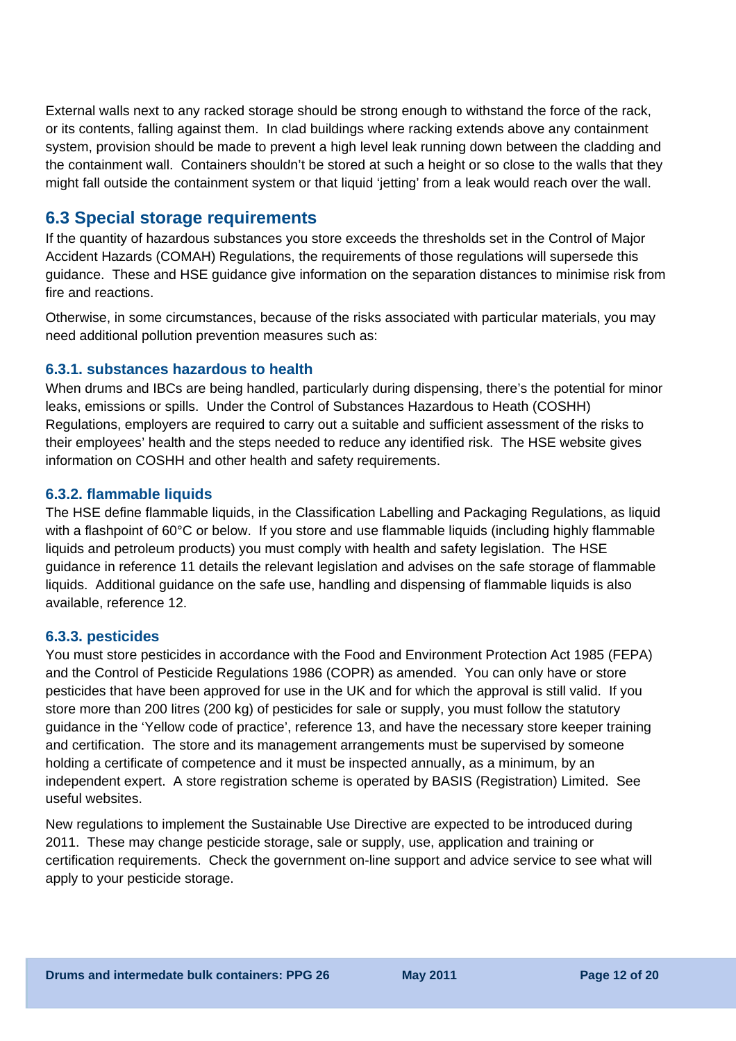External walls next to any racked storage should be strong enough to withstand the force of the rack, or its contents, falling against them. In clad buildings where racking extends above any containment system, provision should be made to prevent a high level leak running down between the cladding and the containment wall. Containers shouldn't be stored at such a height or so close to the walls that they might fall outside the containment system or that liquid 'jetting' from a leak would reach over the wall.

## 6.3 Special storage requirements

If the quantity of hazardous substances you store exceeds the thresholds set in the Control of Major Accident Hazards (COMAH) Regulations, the requirements of those regulations will supersede this guidance. These and HSE guidance give information on the separation distances to minimise risk from fire and reactions.

Otherwise, in some circumstances, because of the risks associated with particular materials, you may need additional pollution prevention measures such as:

### 6.3.1. substances hazardous to health

When drums and IBCs are being handled, particularly during dispensing, there's the potential for minor leaks, emissions or spills. Under the Control of Substances Hazardous to Heath (COSHH) Regulations, employers are required to carry out a suitable and sufficient assessment of the risks to their employees' health and the steps needed to reduce any identified risk. The HSE website gives information on COSHH and other health and safety requirements.

### 6.3.2. flammable liquids

The HSE define flammable liquids, in the Classification Labelling and Packaging Regulations, as liquid with a flashpoint of 60°C or below. If you store and use flammable liquids (including highly flammable liquids and petroleum products) you must comply with health and safety legislation. The HSE guidance in reference 11 details the relevant legislation and advises on the safe storage of flammable liquids. Additional guidance on the safe use, handling and dispensing of flammable liquids is also available, reference 12.

### 6.3.3. pesticides

You must store pesticides in accordance with the Food and Environment Protection Act 1985 (FEPA) and the Control of Pesticide Regulations 1986 (COPR) as amended. You can only have or store pesticides that have been approved for use in the UK and for which the approval is still valid. If you store more than 200 litres (200 kg) of pesticides for sale or supply, you must follow the statutory guidance in the 'Yellow code of practice', reference 13, and have the necessary store keeper training and certification. The store and its management arrangements must be supervised by someone holding a certificate of competence and it must be inspected annually, as a minimum, by an independent expert. A store registration scheme is operated by BASIS (Registration) Limited. See useful websites.

New regulations to implement the Sustainable Use Directive are expected to be introduced during 2011. These may change pesticide storage, sale or supply, use, application and training or certification requirements. Check the government on-line support and advice service to see what will apply to your pesticide storage.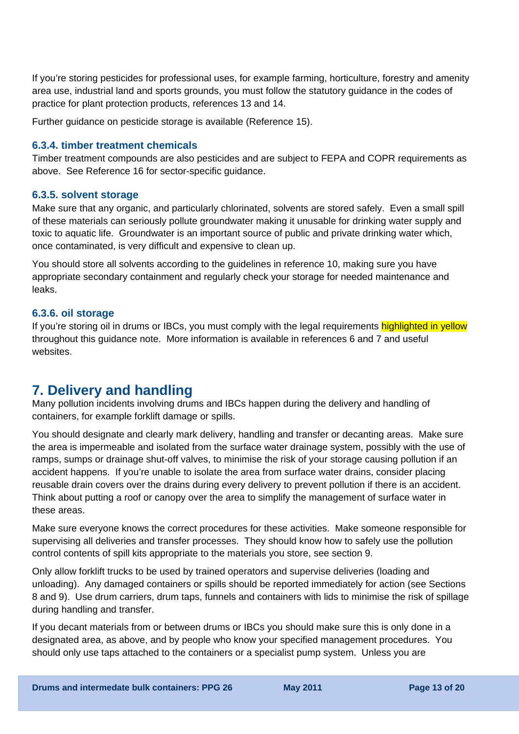If you're storing pesticides for professional uses, for example farming, horticulture, forestry and amenity area use, industrial land and sports grounds, you must follow the statutory guidance in the codes of practice for plant protection products, references 13 and 14.

Further guidance on pesticide storage is available (Reference 15).

### 6.3.4. timber treatment chemicals

Timber treatment compounds are also pesticides and are subject to FEPA and COPR requirements as above. See Reference 16 for sector-specific guidance.

### 6.3.5. solvent storage

Make sure that any organic, and particularly chlorinated, solvents are stored safely. Even a small spill of these materials can seriously pollute groundwater making it unusable for drinking water supply and toxic to aquatic life. Groundwater is an important source of public and private drinking water which, once contaminated, is very difficult and expensive to clean up.

You should store all solvents according to the guidelines in reference 10, making sure you have appropriate secondary containment and regularly check your storage for needed maintenance and leaks.

### 6.3.6. oil storage

If you're storing oil in drums or IBCs, you must comply with the legal requirements highlighted in yellow throughout this guidance note. More information is available in references 6 and 7 and useful websites.

## 7. Delivery and handling

Many pollution incidents involving drums and IBCs happen during the delivery and handling of containers, for example forklift damage or spills.

You should designate and clearly mark delivery, handling and transfer or decanting areas. Make sure the area is impermeable and isolated from the surface water drainage system, possibly with the use of ramps, sumps or drainage shut-off valves, to minimise the risk of your storage causing pollution if an accident happens. If you're unable to isolate the area from surface water drains, consider placing reusable drain covers over the drains during every delivery to prevent pollution if there is an accident. Think about putting a roof or canopy over the area to simplify the management of surface water in these areas.

Make sure everyone knows the correct procedures for these activities. Make someone responsible for supervising all deliveries and transfer processes. They should know how to safely use the pollution control contents of spill kits appropriate to the materials you store, see section 9.

Only allow forklift trucks to be used by trained operators and supervise deliveries (loading and unloading). Any damaged containers or spills should be reported immediately for action (see Sections 8 and 9). Use drum carriers, drum taps, funnels and containers with lids to minimise the risk of spillage during handling and transfer.

If you decant materials from or between drums or IBCs you should make sure this is only done in a designated area, as above, and by people who know your specified management procedures. You should only use taps attached to the containers or a specialist pump system. Unless you are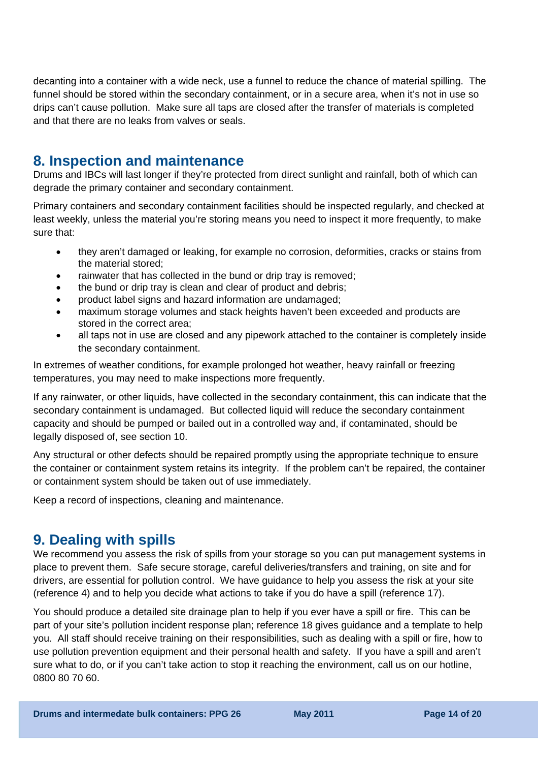decanting into a container with a wide neck, use a funnel to reduce the chance of material spilling. The funnel should be stored within the secondary containment, or in a secure area, when it's not in use so drips can't cause pollution. Make sure all taps are closed after the transfer of materials is completed and that there are no leaks from valves or seals.

## 8. Inspection and maintenance

Drums and IBCs will last longer if they're protected from direct sunlight and rainfall, both of which can degrade the primary container and secondary containment.

Primary containers and secondary containment facilities should be inspected regularly, and checked at least weekly, unless the material you're storing means you need to inspect it more frequently, to make sure that:

- they aren't damaged or leaking, for example no corrosion, deformities, cracks or stains from the material stored;
- rainwater that has collected in the bund or drip tray is removed;
- the bund or drip tray is clean and clear of product and debris;
- product label signs and hazard information are undamaged;
- maximum storage volumes and stack heights haven't been exceeded and products are stored in the correct area;
- all taps not in use are closed and any pipework attached to the container is completely inside the secondary containment.

In extremes of weather conditions, for example prolonged hot weather, heavy rainfall or freezing temperatures, you may need to make inspections more frequently.

If any rainwater, or other liquids, have collected in the secondary containment, this can indicate that the secondary containment is undamaged. But collected liquid will reduce the secondary containment capacity and should be pumped or bailed out in a controlled way and, if contaminated, should be legally disposed of, see section 10.

Any structural or other defects should be repaired promptly using the appropriate technique to ensure the container or containment system retains its integrity. If the problem can't be repaired, the container or containment system should be taken out of use immediately.

Keep a record of inspections, cleaning and maintenance.

## 9. Dealing with spills

We recommend you assess the risk of spills from your storage so you can put management systems in place to prevent them. Safe secure storage, careful deliveries/transfers and training, on site and for drivers, are essential for pollution control. We have guidance to help you assess the risk at your site (reference 4) and to help you decide what actions to take if you do have a spill (reference 17).

You should produce a detailed site drainage plan to help if you ever have a spill or fire. This can be part of your site's pollution incident response plan; reference 18 gives guidance and a template to help you. All staff should receive training on their responsibilities, such as dealing with a spill or fire, how to use pollution prevention equipment and their personal health and safety. If you have a spill and aren't sure what to do, or if you can't take action to stop it reaching the environment, call us on our hotline, 0800 80 70 60.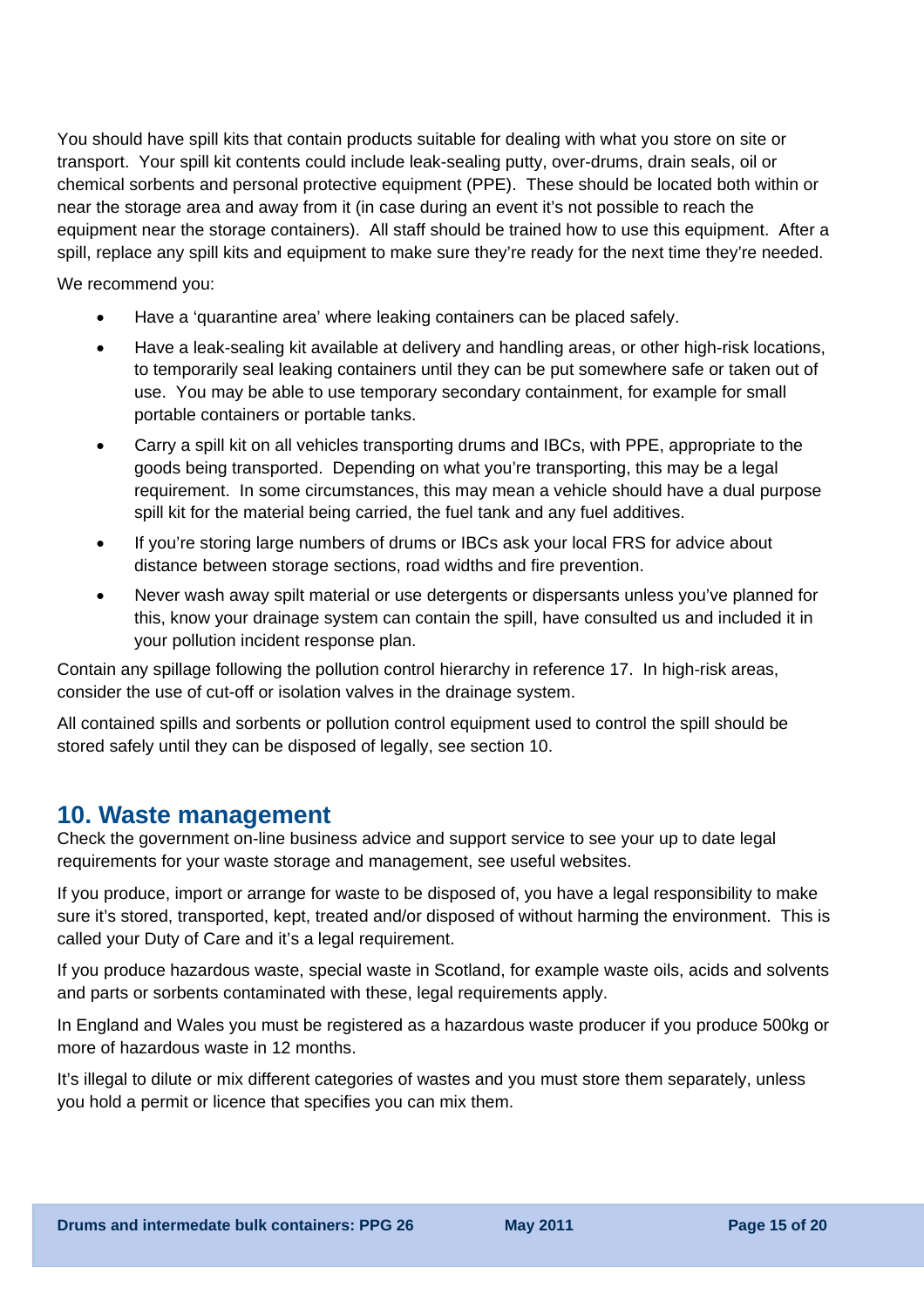You should have spill kits that contain products suitable for dealing with what you store on site or transport.  Your spill kit contents could include leak-sealing putty, over-drums, drain seals, oil or chemical sorbents and personal protective equipment (PPE).  These should be located both within or near the storage area and away from it (in case during an event it's not possible to reach the equipment near the storage containers).  All staff should be trained how to use this equipment.  After a spill, replace any spill kits and equipment to make sure they're ready for the next time they're needed.

We recommend you:

- Have a 'quarantine area' where leaking containers can be placed safely.
- Have a leak-sealing kit available at delivery and handling areas, or other high-risk locations, to temporarily seal leaking containers until they can be put somewhere safe or taken out of use.  You may be able to use temporary secondary containment, for example for small portable containers or portable tanks.
- Carry a spill kit on all vehicles transporting drums and IBCs, with PPE, appropriate to the goods being transported.  Depending on what you're transporting, this may be a legal requirement.  In some circumstances, this may mean a vehicle should have a dual purpose spill kit for the material being carried, the fuel tank and any fuel additives.
- If you're storing large numbers of drums or IBCs ask your local FRS for advice about distance between storage sections, road widths and fire prevention.
- Never wash away spilt material or use detergents or dispersants unless you've planned for this, know your drainage system can contain the spill, have consulted us and included it in your pollution incident response plan.

Contain any spillage following the pollution control hierarchy in reference 17.  In high-risk areas, consider the use of cut-off or isolation valves in the drainage system.

All contained spills and sorbents or pollution control equipment used to control the spill should be stored safely until they can be disposed of legally, see section 10.

## 10. Waste management

Check the government on-line business advice and support service to see your up to date legal requirements for your waste storage and management, see useful websites.

If you produce, import or arrange for waste to be disposed of, you have a legal responsibility to make sure it's stored, transported, kept, treated and/or disposed of without harming the environment.  This is called your Duty of Care and it's a legal requirement.

If you produce hazardous waste, special waste in Scotland, for example waste oils, acids and solvents and parts or sorbents contaminated with these, legal requirements apply.

In England and Wales you must be registered as a hazardous waste producer if you produce 500kg or more of hazardous waste in 12 months.

It's illegal to dilute or mix different categories of wastes and you must store them separately, unless you hold a permit or licence that specifies you can mix them.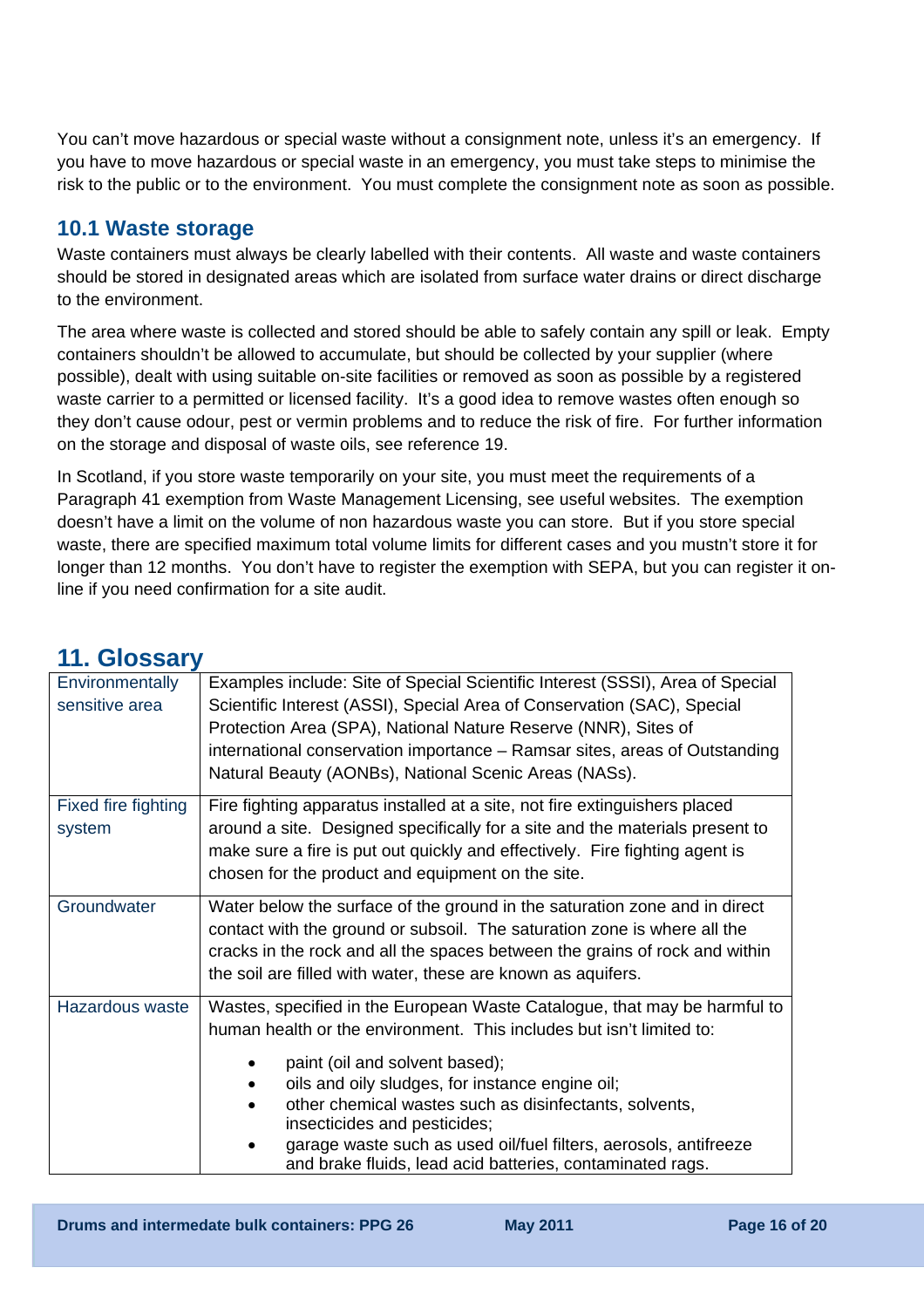You can't move hazardous or special waste without a consignment note, unless it's an emergency. If you have to move hazardous or special waste in an emergency, you must take steps to minimise the risk to the public or to the environment. You must complete the consignment note as soon as possible.

## 10.1 Waste storage

Waste containers must always be clearly labelled with their contents. All waste and waste containers should be stored in designated areas which are isolated from surface water drains or direct discharge to the environment.

The area where waste is collected and stored should be able to safely contain any spill or leak. Empty containers shouldn't be allowed to accumulate, but should be collected by your supplier (where possible), dealt with using suitable on-site facilities or removed as soon as possible by a registered waste carrier to a permitted or licensed facility. It's a good idea to remove wastes often enough so they don't cause odour, pest or vermin problems and to reduce the risk of fire. For further information on the storage and disposal of waste oils, see reference 19.

In Scotland, if you store waste temporarily on your site, you must meet the requirements of a Paragraph 41 exemption from Waste Management Licensing, see useful websites. The exemption doesn't have a limit on the volume of non hazardous waste you can store. But if you store special waste, there are specified maximum total volume limits for different cases and you mustn't store it for longer than 12 months. You don't have to register the exemption with SEPA, but you can register it on-line if you need confirmation for a site audit.

# 11. Glossary

| | |
|---|---|
| Environmentally sensitive area | Examples include: Site of Special Scientific Interest (SSSI), Area of Special Scientific Interest (ASSI), Special Area of Conservation (SAC), Special Protection Area (SPA), National Nature Reserve (NNR), Sites of international conservation importance – Ramsar sites, areas of Outstanding Natural Beauty (AONBs), National Scenic Areas (NASs). |
| Fixed fire fighting system | Fire fighting apparatus installed at a site, not fire extinguishers placed around a site. Designed specifically for a site and the materials present to make sure a fire is put out quickly and effectively. Fire fighting agent is chosen for the product and equipment on the site. |
| Groundwater | Water below the surface of the ground in the saturation zone and in direct contact with the ground or subsoil. The saturation zone is where all the cracks in the rock and all the spaces between the grains of rock and within the soil are filled with water, these are known as aquifers. |
| Hazardous waste | Wastes, specified in the European Waste Catalogue, that may be harmful to human health or the environment. This includes but isn't limited to:<br>• paint (oil and solvent based);<br>• oils and oily sludges, for instance engine oil;<br>• other chemical wastes such as disinfectants, solvents, insecticides and pesticides;<br>• garage waste such as used oil/fuel filters, aerosols, antifreeze and brake fluids, lead acid batteries, contaminated rags. |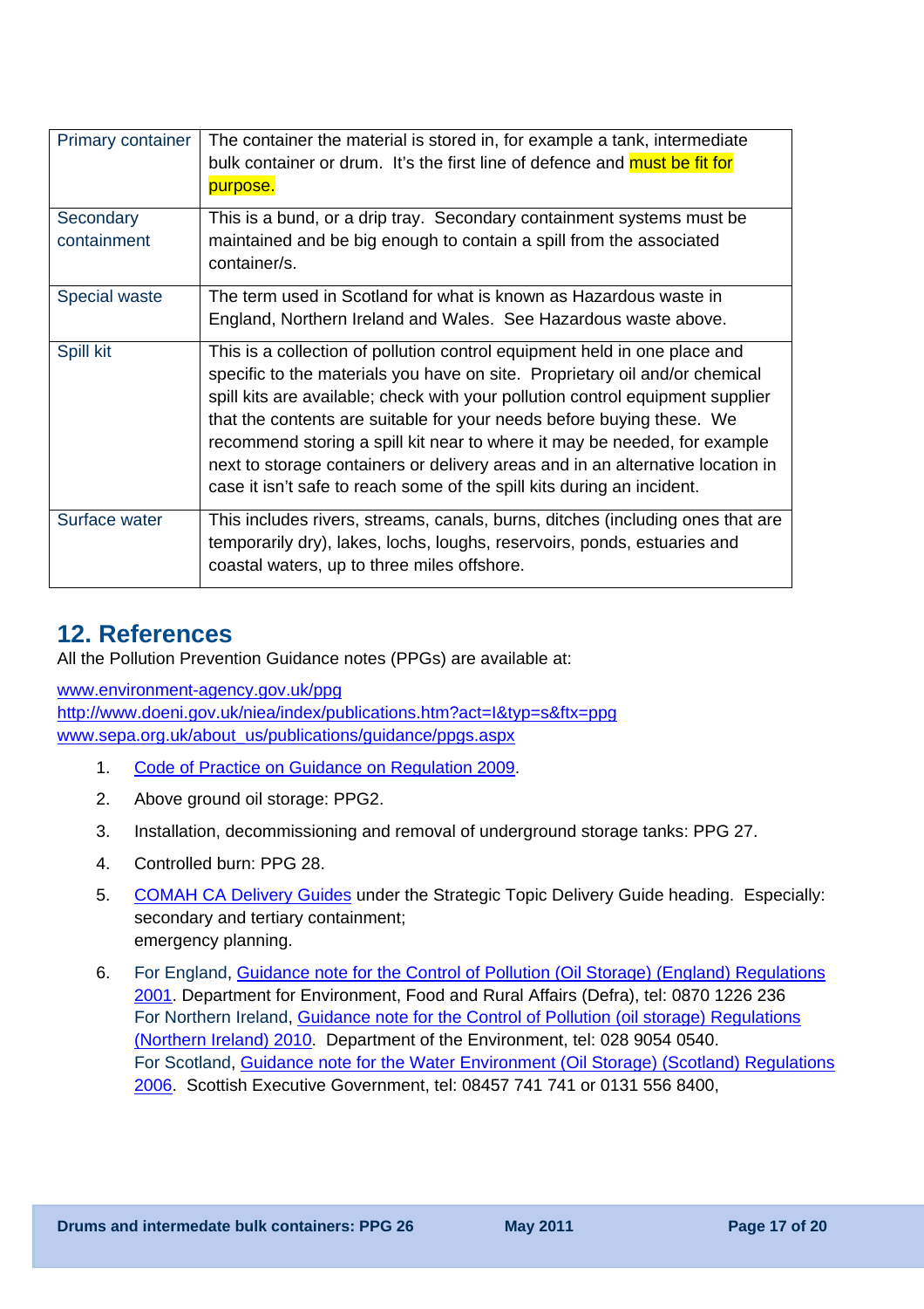| | |
|---|---|
| Primary container | The container the material is stored in, for example a tank, intermediate bulk container or drum. It's the first line of defence and must be fit for purpose. |
| Secondary containment | This is a bund, or a drip tray. Secondary containment systems must be maintained and be big enough to contain a spill from the associated container/s. |
| Special waste | The term used in Scotland for what is known as Hazardous waste in England, Northern Ireland and Wales. See Hazardous waste above. |
| Spill kit | This is a collection of pollution control equipment held in one place and specific to the materials you have on site. Proprietary oil and/or chemical spill kits are available; check with your pollution control equipment supplier that the contents are suitable for your needs before buying these. We recommend storing a spill kit near to where it may be needed, for example next to storage containers or delivery areas and in an alternative location in case it isn't safe to reach some of the spill kits during an incident. |
| Surface water | This includes rivers, streams, canals, burns, ditches (including ones that are temporarily dry), lakes, lochs, loughs, reservoirs, ponds, estuaries and coastal waters, up to three miles offshore. |

## 12. References

All the Pollution Prevention Guidance notes (PPGs) are available at:

www.environment-agency.gov.uk/ppg
http://www.doeni.gov.uk/niea/index/publications.htm?act=I&typ=s&ftx=ppg
www.sepa.org.uk/about_us/publications/guidance/ppgs.aspx

1. Code of Practice on Guidance on Regulation 2009.
2. Above ground oil storage: PPG2.
3. Installation, decommissioning and removal of underground storage tanks: PPG 27.
4. Controlled burn: PPG 28.
5. COMAH CA Delivery Guides under the Strategic Topic Delivery Guide heading. Especially: secondary and tertiary containment;
   emergency planning.
6. For England, Guidance note for the Control of Pollution (Oil Storage) (England) Regulations 2001. Department for Environment, Food and Rural Affairs (Defra), tel: 0870 1226 236
   For Northern Ireland, Guidance note for the Control of Pollution (oil storage) Regulations (Northern Ireland) 2010. Department of the Environment, tel: 028 9054 0540.
   For Scotland, Guidance note for the Water Environment (Oil Storage) (Scotland) Regulations 2006. Scottish Executive Government, tel: 08457 741 741 or 0131 556 8400,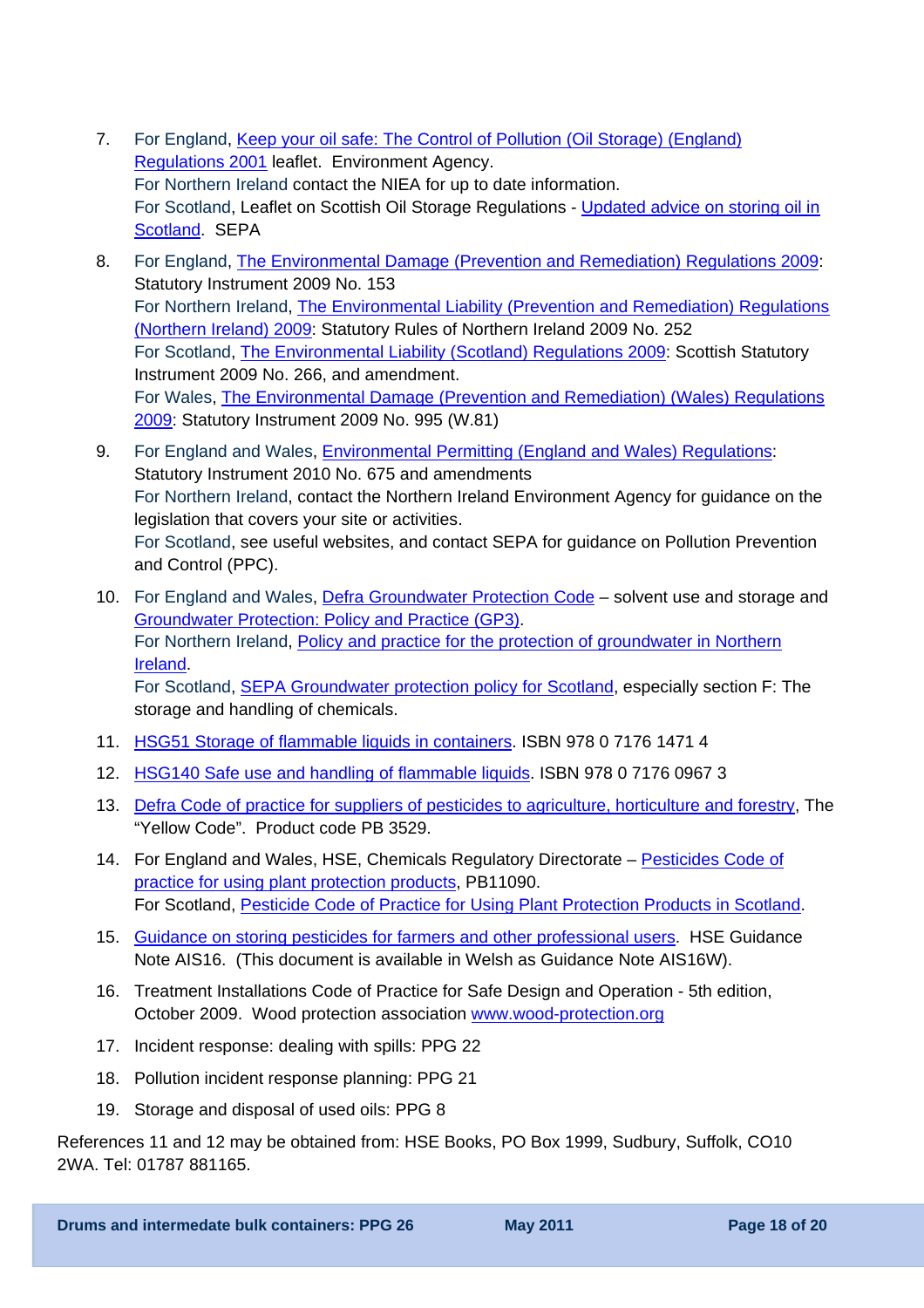7. For England, Keep your oil safe: The Control of Pollution (Oil Storage) (England) Regulations 2001 leaflet. Environment Agency.
   For Northern Ireland contact the NIEA for up to date information.
   For Scotland, Leaflet on Scottish Oil Storage Regulations - Updated advice on storing oil in Scotland. SEPA

8. For England, The Environmental Damage (Prevention and Remediation) Regulations 2009: Statutory Instrument 2009 No. 153
   For Northern Ireland, The Environmental Liability (Prevention and Remediation) Regulations (Northern Ireland) 2009: Statutory Rules of Northern Ireland 2009 No. 252
   For Scotland, The Environmental Liability (Scotland) Regulations 2009: Scottish Statutory Instrument 2009 No. 266, and amendment.
   For Wales, The Environmental Damage (Prevention and Remediation) (Wales) Regulations 2009: Statutory Instrument 2009 No. 995 (W.81)

9. For England and Wales, Environmental Permitting (England and Wales) Regulations: Statutory Instrument 2010 No. 675 and amendments
   For Northern Ireland, contact the Northern Ireland Environment Agency for guidance on the legislation that covers your site or activities.
   For Scotland, see useful websites, and contact SEPA for guidance on Pollution Prevention and Control (PPC).

10. For England and Wales, Defra Groundwater Protection Code – solvent use and storage and Groundwater Protection: Policy and Practice (GP3).
    For Northern Ireland, Policy and practice for the protection of groundwater in Northern Ireland.
    For Scotland, SEPA Groundwater protection policy for Scotland, especially section F: The storage and handling of chemicals.

11. HSG51 Storage of flammable liquids in containers. ISBN 978 0 7176 1471 4

12. HSG140 Safe use and handling of flammable liquids. ISBN 978 0 7176 0967 3

13. Defra Code of practice for suppliers of pesticides to agriculture, horticulture and forestry, The "Yellow Code". Product code PB 3529.

14. For England and Wales, HSE, Chemicals Regulatory Directorate – Pesticides Code of practice for using plant protection products, PB11090.
    For Scotland, Pesticide Code of Practice for Using Plant Protection Products in Scotland.

15. Guidance on storing pesticides for farmers and other professional users. HSE Guidance Note AIS16. (This document is available in Welsh as Guidance Note AIS16W).

16. Treatment Installations Code of Practice for Safe Design and Operation - 5th edition, October 2009. Wood protection association www.wood-protection.org

17. Incident response: dealing with spills: PPG 22

18. Pollution incident response planning: PPG 21

19. Storage and disposal of used oils: PPG 8

References 11 and 12 may be obtained from: HSE Books, PO Box 1999, Sudbury, Suffolk, CO10 2WA. Tel: 01787 881165.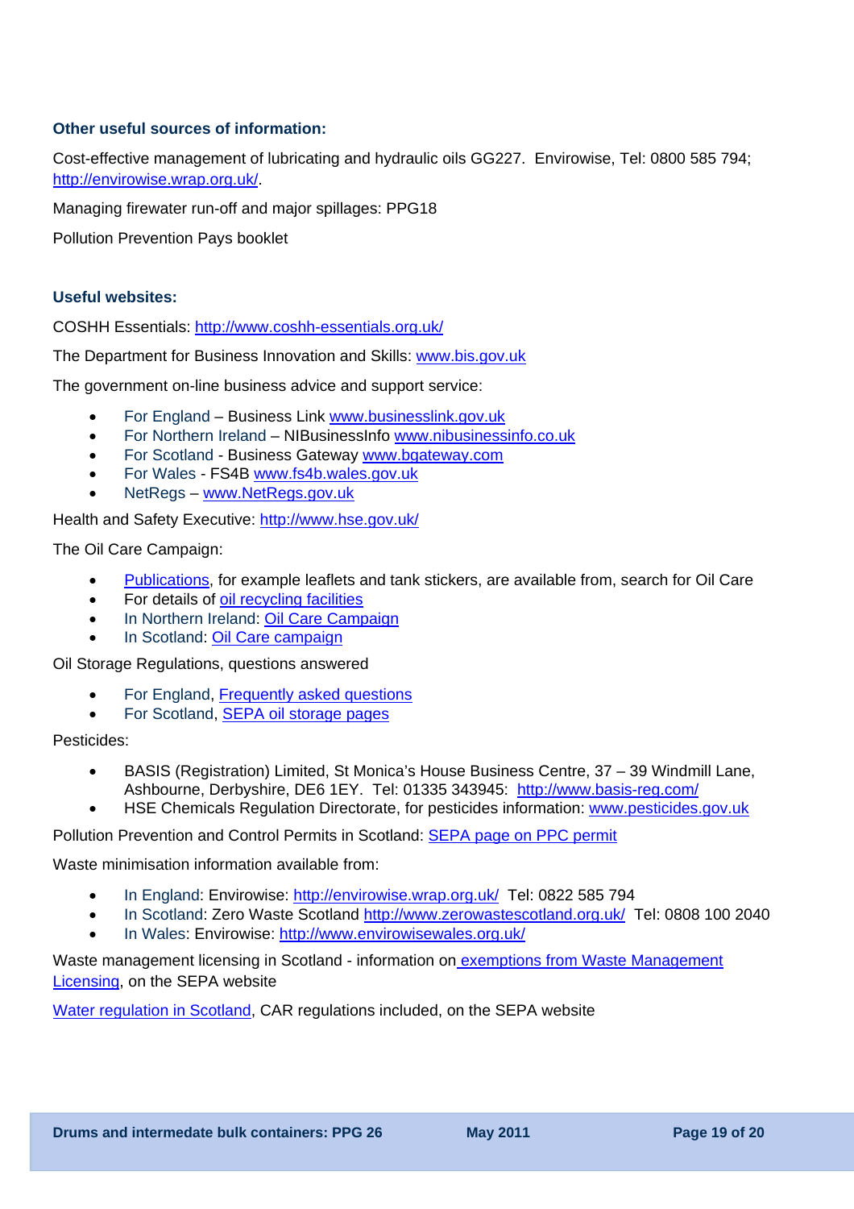### Other useful sources of information:

Cost-effective management of lubricating and hydraulic oils GG227. Envirowise, Tel: 0800 585 794; http://envirowise.wrap.org.uk/.

Managing firewater run-off and major spillages: PPG18

Pollution Prevention Pays booklet

### Useful websites:

COSHH Essentials: http://www.coshh-essentials.org.uk/

The Department for Business Innovation and Skills: www.bis.gov.uk

The government on-line business advice and support service:

- For England – Business Link www.businesslink.gov.uk
- For Northern Ireland – NIBusinessInfo www.nibusinessinfo.co.uk
- For Scotland - Business Gateway www.bgateway.com
- For Wales - FS4B www.fs4b.wales.gov.uk
- NetRegs – www.NetRegs.gov.uk

Health and Safety Executive: http://www.hse.gov.uk/

The Oil Care Campaign:

- Publications, for example leaflets and tank stickers, are available from, search for Oil Care
- For details of oil recycling facilities
- In Northern Ireland: Oil Care Campaign
- In Scotland: Oil Care campaign

Oil Storage Regulations, questions answered

- For England, Frequently asked questions
- For Scotland, SEPA oil storage pages

Pesticides:

- BASIS (Registration) Limited, St Monica's House Business Centre, 37 – 39 Windmill Lane, Ashbourne, Derbyshire, DE6 1EY. Tel: 01335 343945: http://www.basis-reg.com/
- HSE Chemicals Regulation Directorate, for pesticides information: www.pesticides.gov.uk

Pollution Prevention and Control Permits in Scotland: SEPA page on PPC permit

Waste minimisation information available from:

- In England: Envirowise: http://envirowise.wrap.org.uk/ Tel: 0822 585 794
- In Scotland: Zero Waste Scotland http://www.zerowastescotland.org.uk/ Tel: 0808 100 2040
- In Wales: Envirowise: http://www.envirowisewales.org.uk/

Waste management licensing in Scotland - information on exemptions from Waste Management Licensing, on the SEPA website

Water regulation in Scotland, CAR regulations included, on the SEPA website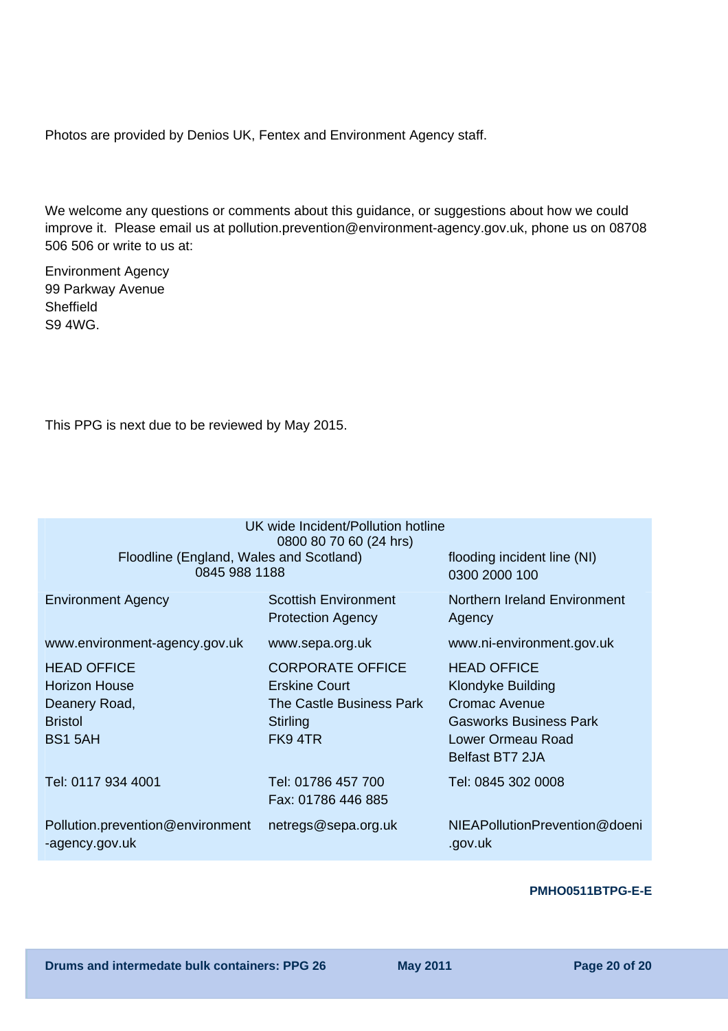Photos are provided by Denios UK, Fentex and Environment Agency staff.

We welcome any questions or comments about this guidance, or suggestions about how we could improve it. Please email us at pollution.prevention@environment-agency.gov.uk, phone us on 08708 506 506 or write to us at:

Environment Agency
99 Parkway Avenue
Sheffield
S9 4WG.

This PPG is next due to be reviewed by May 2015.

| | | |
|---|---|---|
| UK wide Incident/Pollution hotline 0800 80 70 60 (24 hrs) | | |
| Floodline (England, Wales and Scotland) 0845 988 1188 | | flooding incident line (NI) 0300 2000 100 |
| Environment Agency | Scottish Environment Protection Agency | Northern Ireland Environment Agency |
| www.environment-agency.gov.uk | www.sepa.org.uk | www.ni-environment.gov.uk |
| HEAD OFFICE<br>Horizon House<br>Deanery Road,<br>Bristol<br>BS1 5AH | CORPORATE OFFICE<br>Erskine Court<br>The Castle Business Park<br>Stirling<br>FK9 4TR | HEAD OFFICE<br>Klondyke Building<br>Cromac Avenue<br>Gasworks Business Park<br>Lower Ormeau Road<br>Belfast BT7 2JA |
| Tel: 0117 934 4001 | Tel: 01786 457 700<br>Fax: 01786 446 885 | Tel: 0845 302 0008 |
| Pollution.prevention@environment-agency.gov.uk | netregs@sepa.org.uk | NIEAPollutionPrevention@doeni.gov.uk |

**PMHO0511BTPG-E-E**